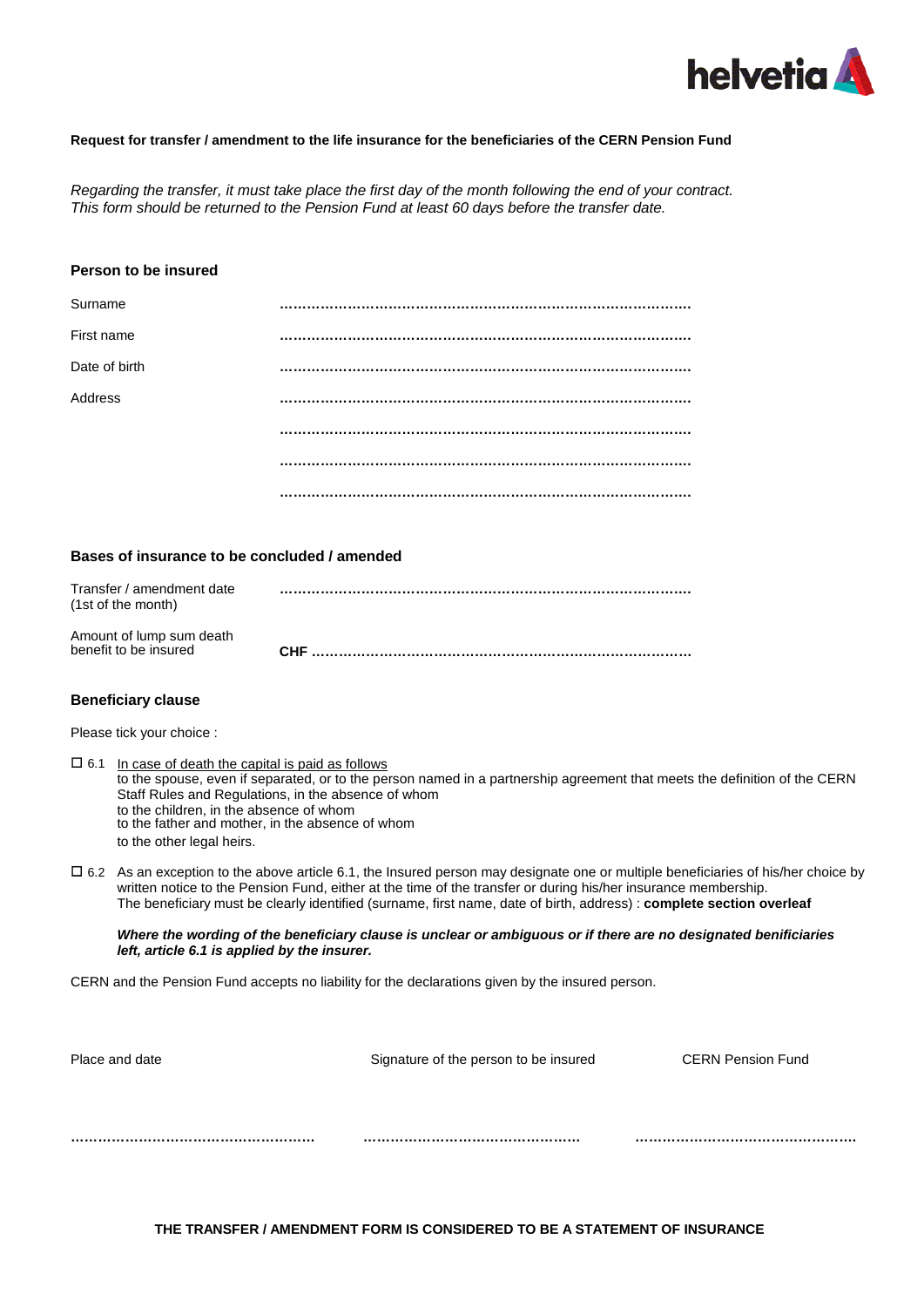**Request for transfer / amendment to the life insurance for the beneficiaries of the CERN Pension Fund**

*Regarding the transfer, it must take place the first day of the month following the end of your contract. This form should be returned to the Pension Fund at least 60 days before the transfer date.*

## Person to be insured

| | |
|---|---|
| Surname | ………………………………………………………………………… |
| First name | ………………………………………………………………………… |
| Date of birth | ………………………………………………………………………… |
| Address | ………………………………………………………………………… |
| | ………………………………………………………………………… |
| | ………………………………………………………………………… |
| | ………………………………………………………………………… |

## Bases of insurance to be concluded / amended

| | |
|---|---|
| Transfer / amendment date (1st of the month) | ………………………………………………………………………… |
| Amount of lump sum death benefit to be insured | **CHF** …………………………………………………………………… |

## Beneficiary clause

Please tick your choice :

☐ 6.1 In case of death the capital is paid as follows
to the spouse, even if separated, or to the person named in a partnership agreement that meets the definition of the CERN Staff Rules and Regulations, in the absence of whom
to the children, in the absence of whom
to the father and mother, in the absence of whom
to the other legal heirs.

☐ 6.2 As an exception to the above article 6.1, the Insured person may designate one or multiple beneficiaries of his/her choice by written notice to the Pension Fund, either at the time of the transfer or during his/her insurance membership.
The beneficiary must be clearly identified (surname, first name, date of birth, address) : **complete section overleaf**

***Where the wording of the beneficiary clause is unclear or ambiguous or if there are no designated benificiaries left, article 6.1 is applied by the insurer.***

CERN and the Pension Fund accepts no liability for the declarations given by the insured person.

| Place and date | Signature of the person to be insured | CERN Pension Fund |
|---|---|---|
| ……………………………………………… | ……………………………………………… | ……………………………………………… |

**THE TRANSFER / AMENDMENT FORM IS CONSIDERED TO BE A STATEMENT OF INSURANCE**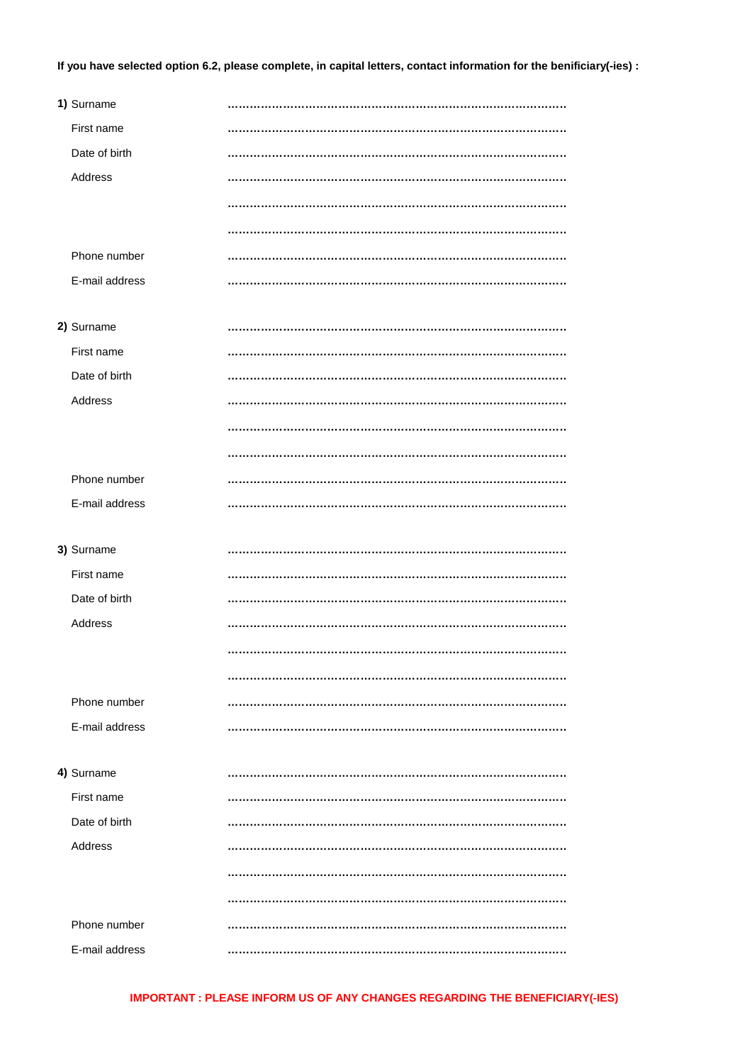**If you have selected option 6.2, please complete, in capital letters, contact information for the benificiary(-ies) :**

**1)** Surname ..........................................................................................

First name ..........................................................................................

Date of birth ..........................................................................................

Address ..........................................................................................

..........................................................................................

..........................................................................................

Phone number ..........................................................................................

E-mail address ..........................................................................................

**2)** Surname ..........................................................................................

First name ..........................................................................................

Date of birth ..........................................................................................

Address ..........................................................................................

..........................................................................................

..........................................................................................

Phone number ..........................................................................................

E-mail address ..........................................................................................

**3)** Surname ..........................................................................................

First name ..........................................................................................

Date of birth ..........................................................................................

Address ..........................................................................................

..........................................................................................

..........................................................................................

Phone number ..........................................................................................

E-mail address ..........................................................................................

**4)** Surname ..........................................................................................

First name ..........................................................................................

Date of birth ..........................................................................................

Address ..........................................................................................

..........................................................................................

..........................................................................................

Phone number ..........................................................................................

E-mail address ..........................................................................................

**IMPORTANT : PLEASE INFORM US OF ANY CHANGES REGARDING THE BENEFICIARY(-IES)**